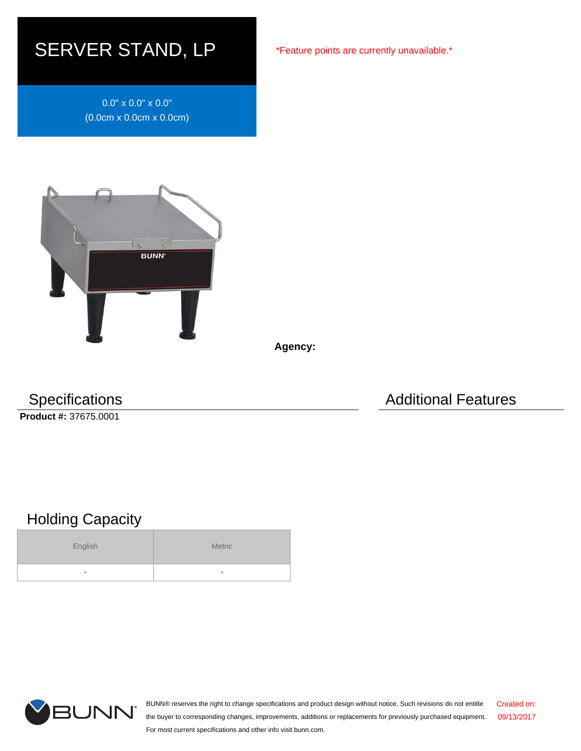# SERVER STAND, LP

0.0" x 0.0" x 0.0"
(0.0cm x 0.0cm x 0.0cm)

*Feature points are currently unavailable.*

**Agency:**

## Specifications

**Product #:** 37675.0001

## Additional Features

## Holding Capacity

| English | Metric |
| --- | --- |
| - | - |

BUNN® reserves the right to change specifications and product design without notice. Such revisions do not entitle the buyer to corresponding changes, improvements, additions or replacements for previously purchased equipment. For most current specifications and other info visit bunn.com.

Created on: 09/13/2017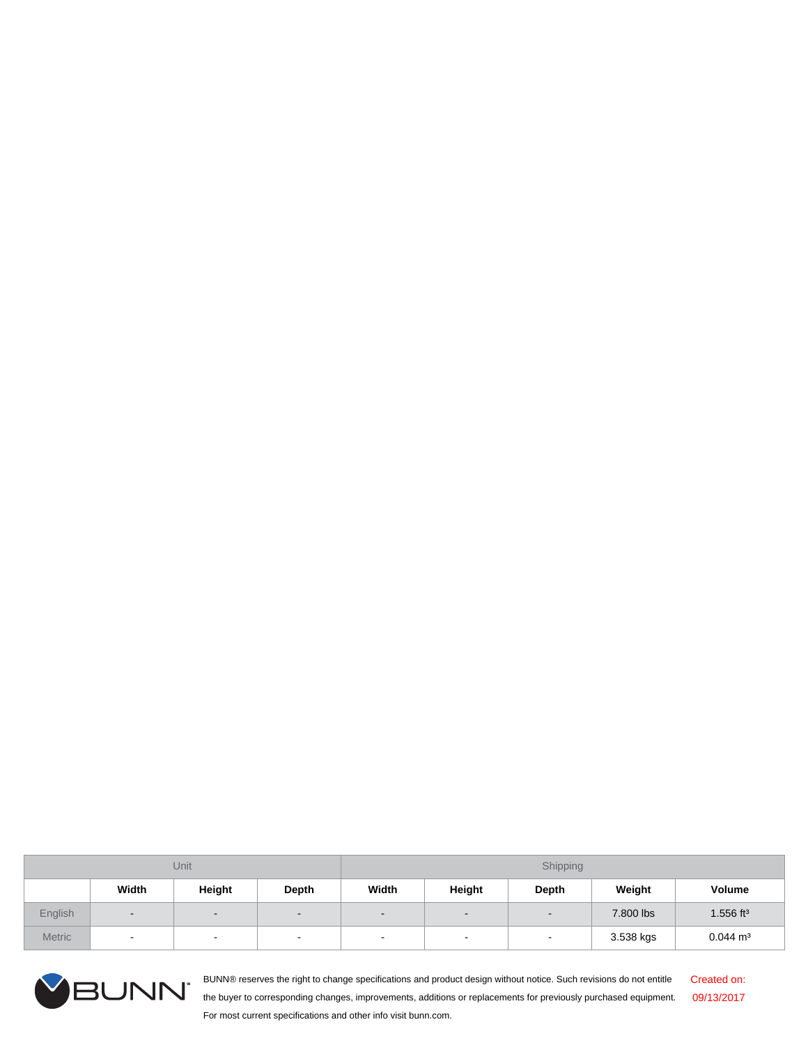| Unit | | | | Shipping | | | | | |
|---|---|---|---|---|---|---|---|---|---|
| | Width | Height | Depth | Width | Height | Depth | Weight | Volume |
| English | - | - | - | - | - | - | 7.800 lbs | 1.556 $ft^3$ |
| Metric | - | - | - | - | - | - | 3.538 kgs | 0.044 $m^3$ |

BUNN® reserves the right to change specifications and product design without notice. Such revisions do not entitle the buyer to corresponding changes, improvements, additions or replacements for previously purchased equipment. For most current specifications and other info visit bunn.com.

Created on: 09/13/2017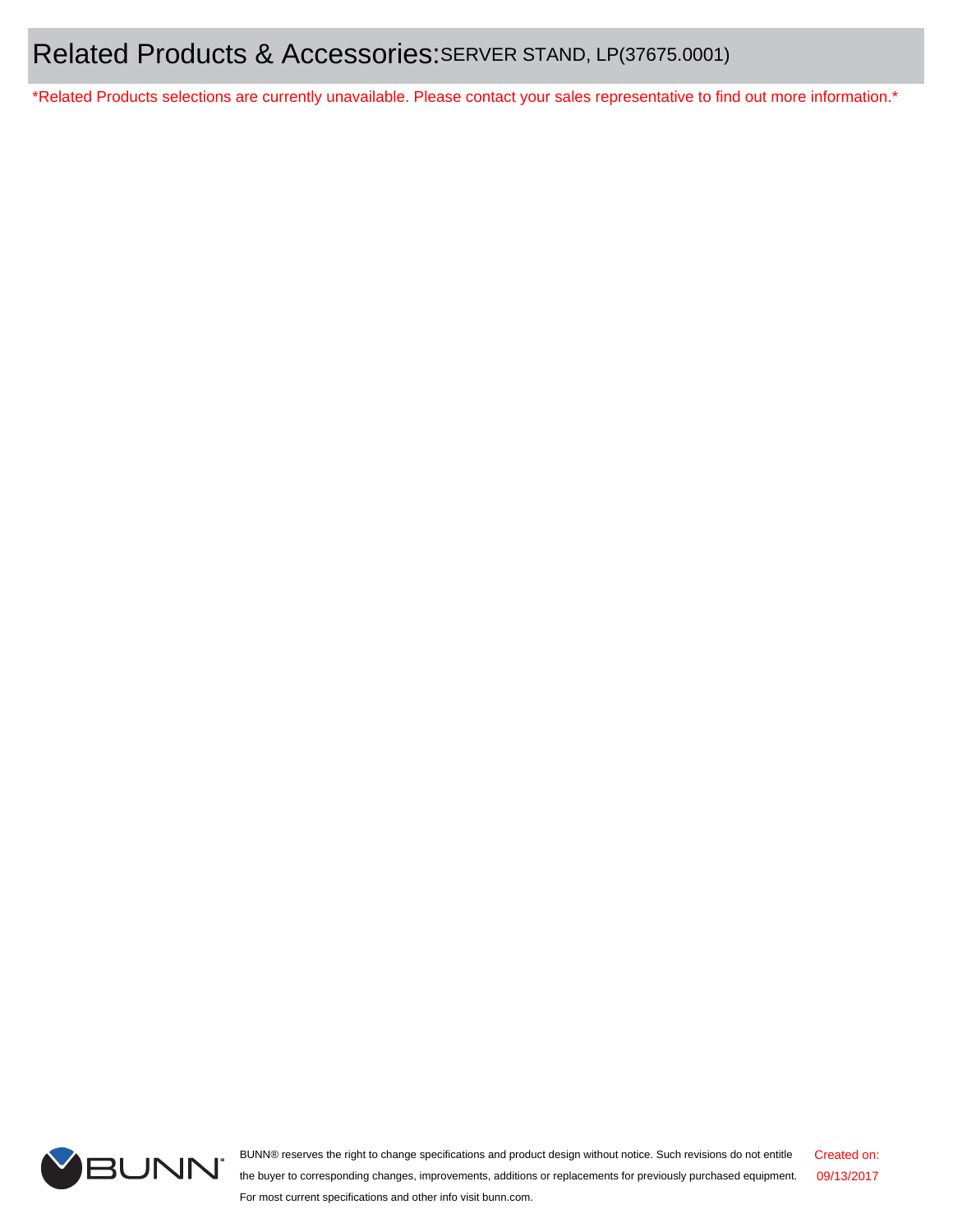# Related Products & Accessories: SERVER STAND, LP(37675.0001)

*Related Products selections are currently unavailable. Please contact your sales representative to find out more information.*

BUNN® reserves the right to change specifications and product design without notice. Such revisions do not entitle the buyer to corresponding changes, improvements, additions or replacements for previously purchased equipment. For most current specifications and other info visit bunn.com.

Created on: 09/13/2017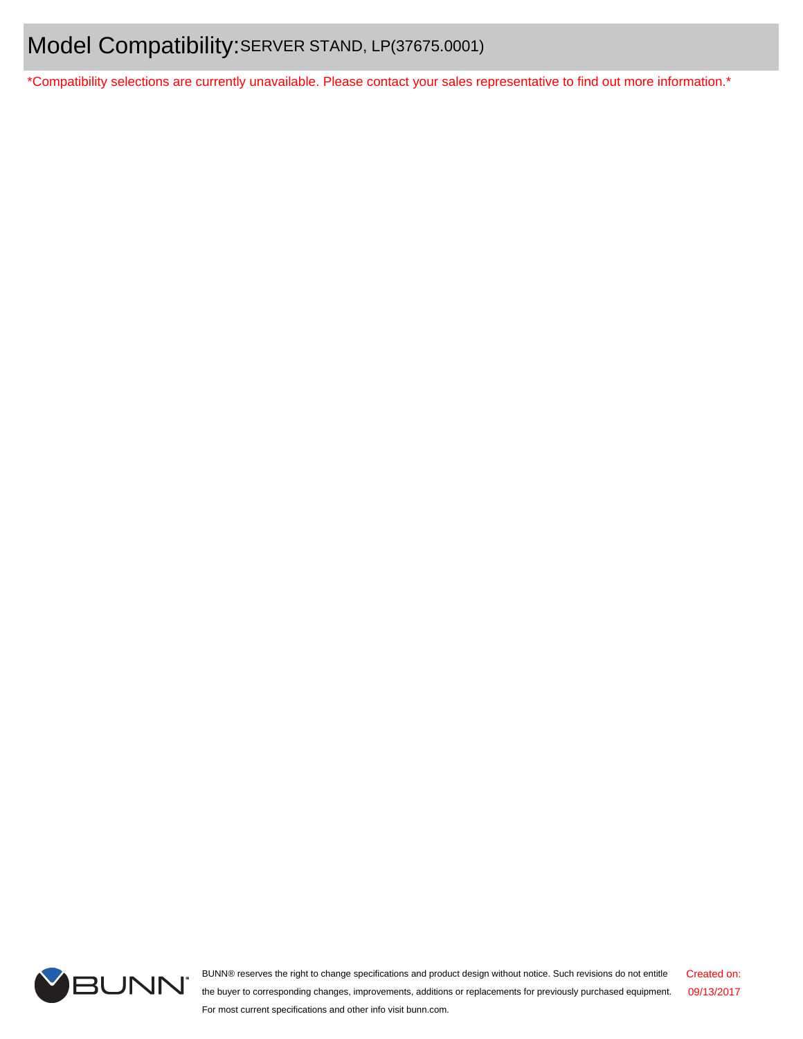# Model Compatibility: SERVER STAND, LP(37675.0001)

*Compatibility selections are currently unavailable. Please contact your sales representative to find out more information.*

BUNN® reserves the right to change specifications and product design without notice. Such revisions do not entitle the buyer to corresponding changes, improvements, additions or replacements for previously purchased equipment. For most current specifications and other info visit bunn.com.

Created on: 09/13/2017